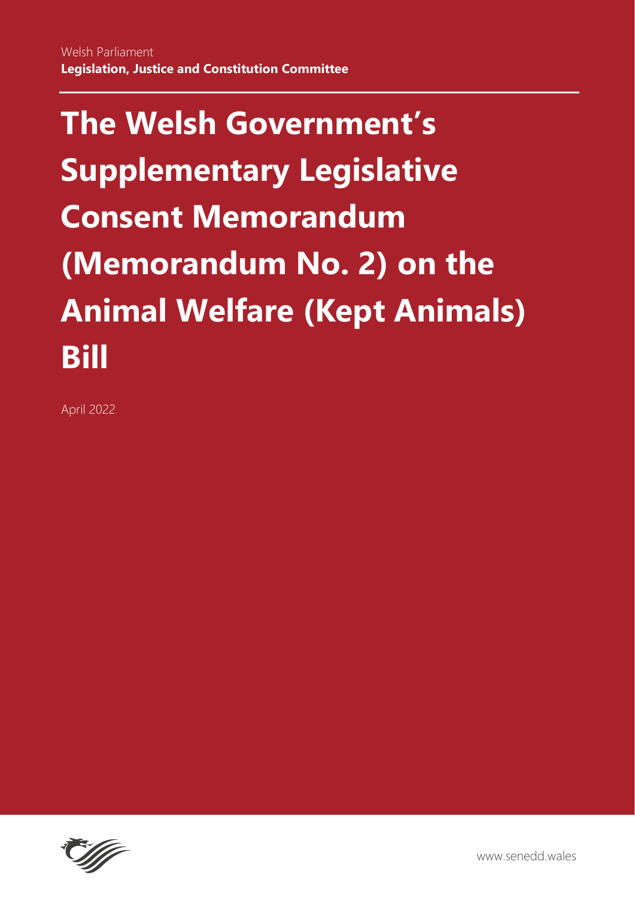Welsh Parliament
**Legislation, Justice and Constitution Committee**

# The Welsh Government's Supplementary Legislative Consent Memorandum (Memorandum No. 2) on the Animal Welfare (Kept Animals) Bill

April 2022

www.senedd.wales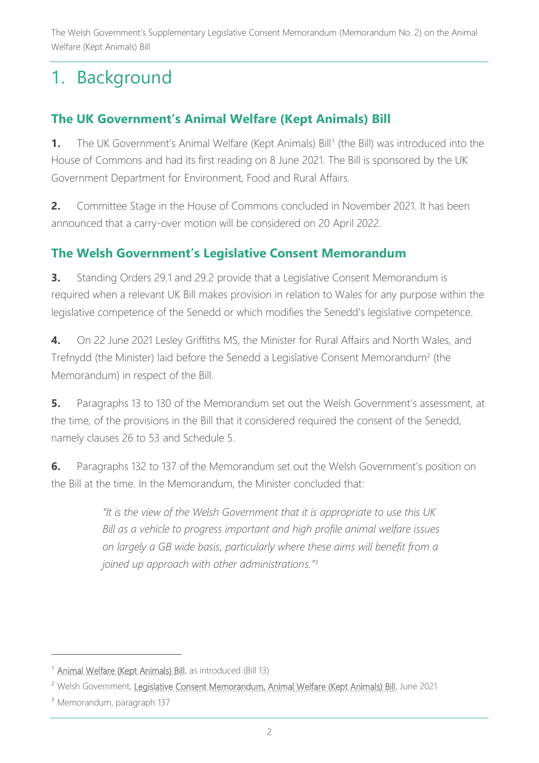# 1. Background

## The UK Government's Animal Welfare (Kept Animals) Bill

**1.** The UK Government's Animal Welfare (Kept Animals) Bill[1] (the Bill) was introduced into the House of Commons and had its first reading on 8 June 2021. The Bill is sponsored by the UK Government Department for Environment, Food and Rural Affairs.

**2.** Committee Stage in the House of Commons concluded in November 2021. It has been announced that a carry-over motion will be considered on 20 April 2022.

## The Welsh Government's Legislative Consent Memorandum

**3.** Standing Orders 29.1 and 29.2 provide that a Legislative Consent Memorandum is required when a relevant UK Bill makes provision in relation to Wales for any purpose within the legislative competence of the Senedd or which modifies the Senedd's legislative competence.

**4.** On 22 June 2021 Lesley Griffiths MS, the Minister for Rural Affairs and North Wales, and Trefnydd (the Minister) laid before the Senedd a Legislative Consent Memorandum[2] (the Memorandum) in respect of the Bill.

**5.** Paragraphs 13 to 130 of the Memorandum set out the Welsh Government's assessment, at the time, of the provisions in the Bill that it considered required the consent of the Senedd, namely clauses 26 to 53 and Schedule 5.

**6.** Paragraphs 132 to 137 of the Memorandum set out the Welsh Government's position on the Bill at the time. In the Memorandum, the Minister concluded that:

> *"It is the view of the Welsh Government that it is appropriate to use this UK Bill as a vehicle to progress important and high profile animal welfare issues on largely a GB wide basis, particularly where these aims will benefit from a joined up approach with other administrations."*[3]

---

[1] Animal Welfare (Kept Animals) Bill, as introduced (Bill 13)

[2] Welsh Government, Legislative Consent Memorandum, Animal Welfare (Kept Animals) Bill, June 2021

[3] Memorandum, paragraph 137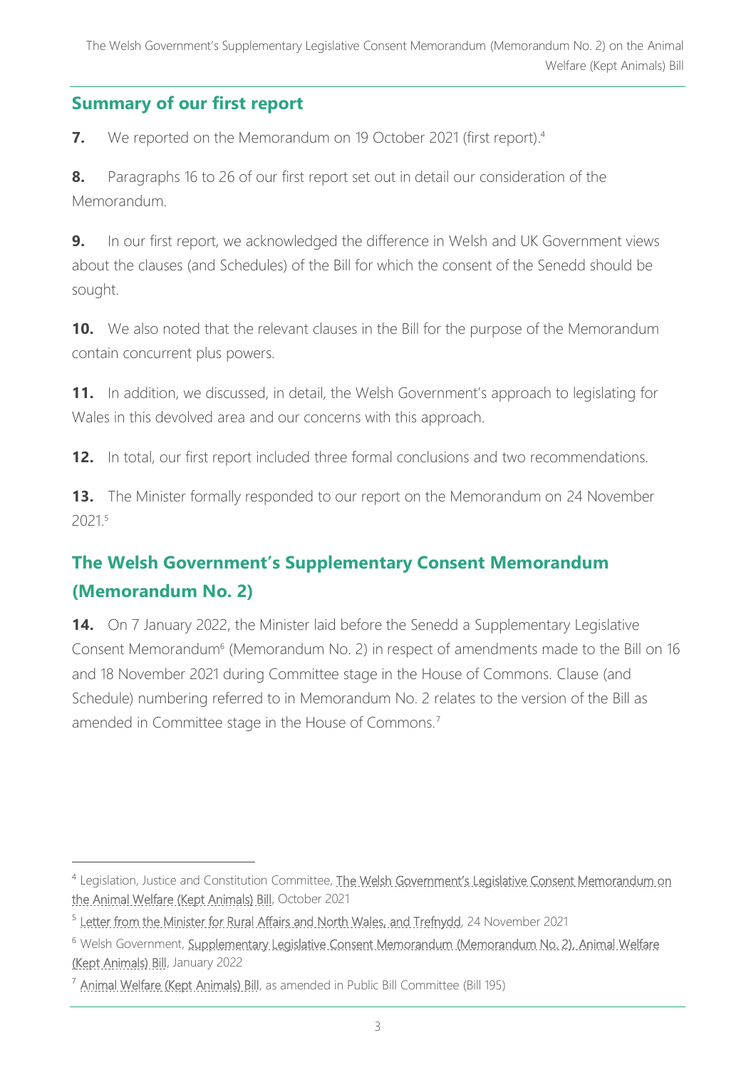## Summary of our first report

**7.** We reported on the Memorandum on 19 October 2021 (first report).[4]

**8.** Paragraphs 16 to 26 of our first report set out in detail our consideration of the Memorandum.

**9.** In our first report, we acknowledged the difference in Welsh and UK Government views about the clauses (and Schedules) of the Bill for which the consent of the Senedd should be sought.

**10.** We also noted that the relevant clauses in the Bill for the purpose of the Memorandum contain concurrent plus powers.

**11.** In addition, we discussed, in detail, the Welsh Government's approach to legislating for Wales in this devolved area and our concerns with this approach.

**12.** In total, our first report included three formal conclusions and two recommendations.

**13.** The Minister formally responded to our report on the Memorandum on 24 November 2021.[5]

## The Welsh Government's Supplementary Consent Memorandum (Memorandum No. 2)

**14.** On 7 January 2022, the Minister laid before the Senedd a Supplementary Legislative Consent Memorandum[6] (Memorandum No. 2) in respect of amendments made to the Bill on 16 and 18 November 2021 during Committee stage in the House of Commons. Clause (and Schedule) numbering referred to in Memorandum No. 2 relates to the version of the Bill as amended in Committee stage in the House of Commons.[7]

---

[4] Legislation, Justice and Constitution Committee, The Welsh Government's Legislative Consent Memorandum on the Animal Welfare (Kept Animals) Bill, October 2021

[5] Letter from the Minister for Rural Affairs and North Wales, and Trefnydd, 24 November 2021

[6] Welsh Government, Supplementary Legislative Consent Memorandum (Memorandum No. 2), Animal Welfare (Kept Animals) Bill, January 2022

[7] Animal Welfare (Kept Animals) Bill, as amended in Public Bill Committee (Bill 195)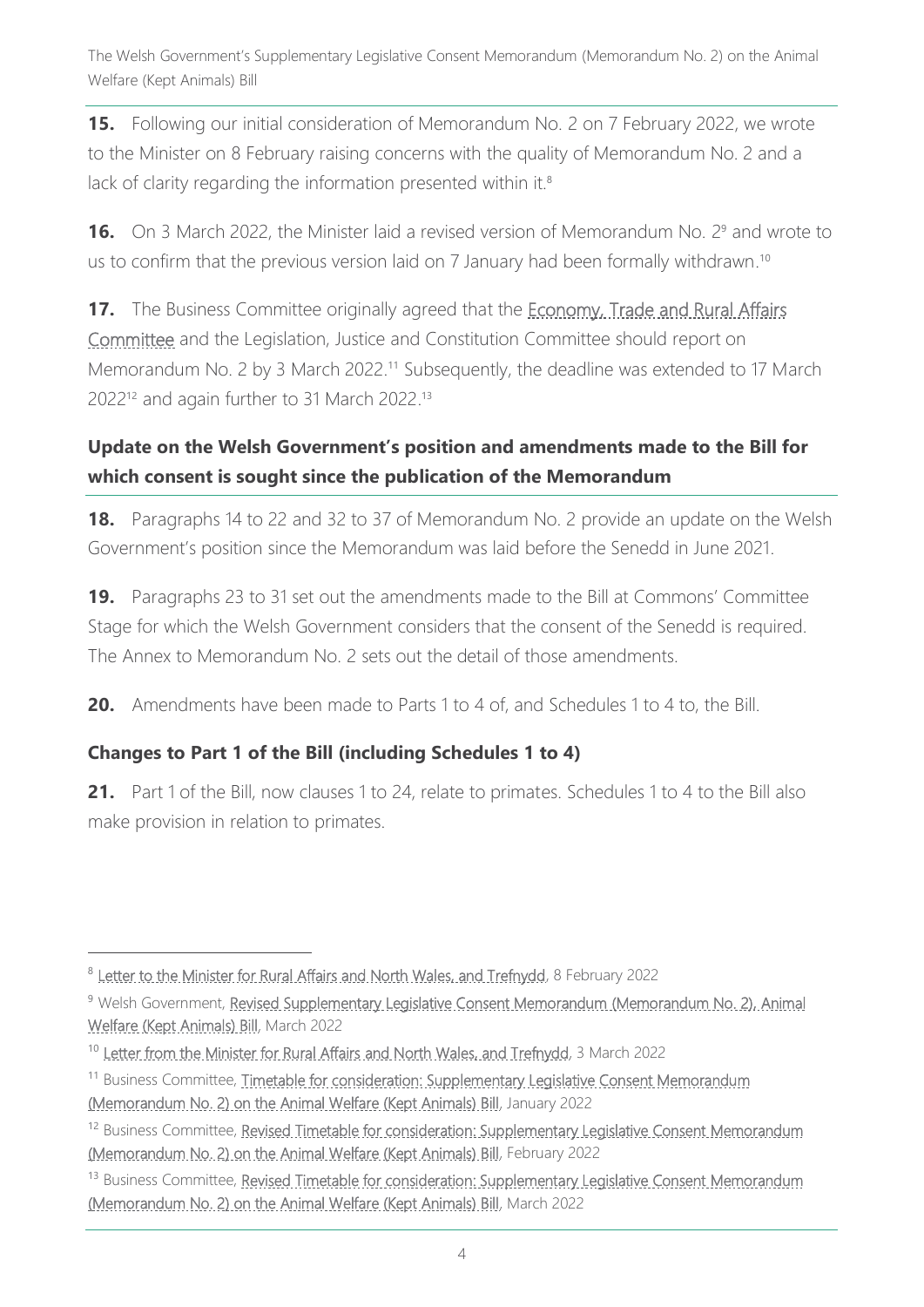**15.** Following our initial consideration of Memorandum No. 2 on 7 February 2022, we wrote to the Minister on 8 February raising concerns with the quality of Memorandum No. 2 and a lack of clarity regarding the information presented within it.[8]

**16.** On 3 March 2022, the Minister laid a revised version of Memorandum No. 2[9] and wrote to us to confirm that the previous version laid on 7 January had been formally withdrawn.[10]

**17.** The Business Committee originally agreed that the Economy, Trade and Rural Affairs Committee and the Legislation, Justice and Constitution Committee should report on Memorandum No. 2 by 3 March 2022.[11] Subsequently, the deadline was extended to 17 March 2022[12] and again further to 31 March 2022.[13]

## Update on the Welsh Government's position and amendments made to the Bill for which consent is sought since the publication of the Memorandum

**18.** Paragraphs 14 to 22 and 32 to 37 of Memorandum No. 2 provide an update on the Welsh Government's position since the Memorandum was laid before the Senedd in June 2021.

**19.** Paragraphs 23 to 31 set out the amendments made to the Bill at Commons' Committee Stage for which the Welsh Government considers that the consent of the Senedd is required. The Annex to Memorandum No. 2 sets out the detail of those amendments.

**20.** Amendments have been made to Parts 1 to 4 of, and Schedules 1 to 4 to, the Bill.

## Changes to Part 1 of the Bill (including Schedules 1 to 4)

**21.** Part 1 of the Bill, now clauses 1 to 24, relate to primates. Schedules 1 to 4 to the Bill also make provision in relation to primates.

---

[8] Letter to the Minister for Rural Affairs and North Wales, and Trefnydd, 8 February 2022

[9] Welsh Government, Revised Supplementary Legislative Consent Memorandum (Memorandum No. 2), Animal Welfare (Kept Animals) Bill, March 2022

[10] Letter from the Minister for Rural Affairs and North Wales, and Trefnydd, 3 March 2022

[11] Business Committee, Timetable for consideration: Supplementary Legislative Consent Memorandum (Memorandum No. 2) on the Animal Welfare (Kept Animals) Bill, January 2022

[12] Business Committee, Revised Timetable for consideration: Supplementary Legislative Consent Memorandum (Memorandum No. 2) on the Animal Welfare (Kept Animals) Bill, February 2022

[13] Business Committee, Revised Timetable for consideration: Supplementary Legislative Consent Memorandum (Memorandum No. 2) on the Animal Welfare (Kept Animals) Bill, March 2022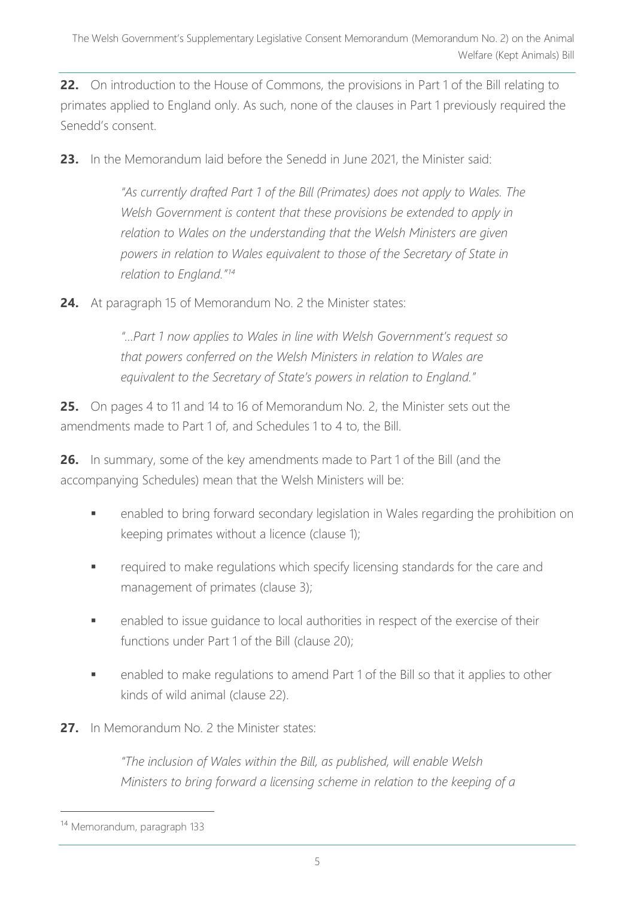**22.** On introduction to the House of Commons, the provisions in Part 1 of the Bill relating to primates applied to England only. As such, none of the clauses in Part 1 previously required the Senedd's consent.

**23.** In the Memorandum laid before the Senedd in June 2021, the Minister said:

> *"As currently drafted Part 1 of the Bill (Primates) does not apply to Wales. The Welsh Government is content that these provisions be extended to apply in relation to Wales on the understanding that the Welsh Ministers are given powers in relation to Wales equivalent to those of the Secretary of State in relation to England."*[14]

**24.** At paragraph 15 of Memorandum No. 2 the Minister states:

> *"…Part 1 now applies to Wales in line with Welsh Government's request so that powers conferred on the Welsh Ministers in relation to Wales are equivalent to the Secretary of State's powers in relation to England."*

**25.** On pages 4 to 11 and 14 to 16 of Memorandum No. 2, the Minister sets out the amendments made to Part 1 of, and Schedules 1 to 4 to, the Bill.

**26.** In summary, some of the key amendments made to Part 1 of the Bill (and the accompanying Schedules) mean that the Welsh Ministers will be:

- enabled to bring forward secondary legislation in Wales regarding the prohibition on keeping primates without a licence (clause 1);
- required to make regulations which specify licensing standards for the care and management of primates (clause 3);
- enabled to issue guidance to local authorities in respect of the exercise of their functions under Part 1 of the Bill (clause 20);
- enabled to make regulations to amend Part 1 of the Bill so that it applies to other kinds of wild animal (clause 22).

**27.** In Memorandum No. 2 the Minister states:

> *"The inclusion of Wales within the Bill, as published, will enable Welsh Ministers to bring forward a licensing scheme in relation to the keeping of a*

---

[14] Memorandum, paragraph 133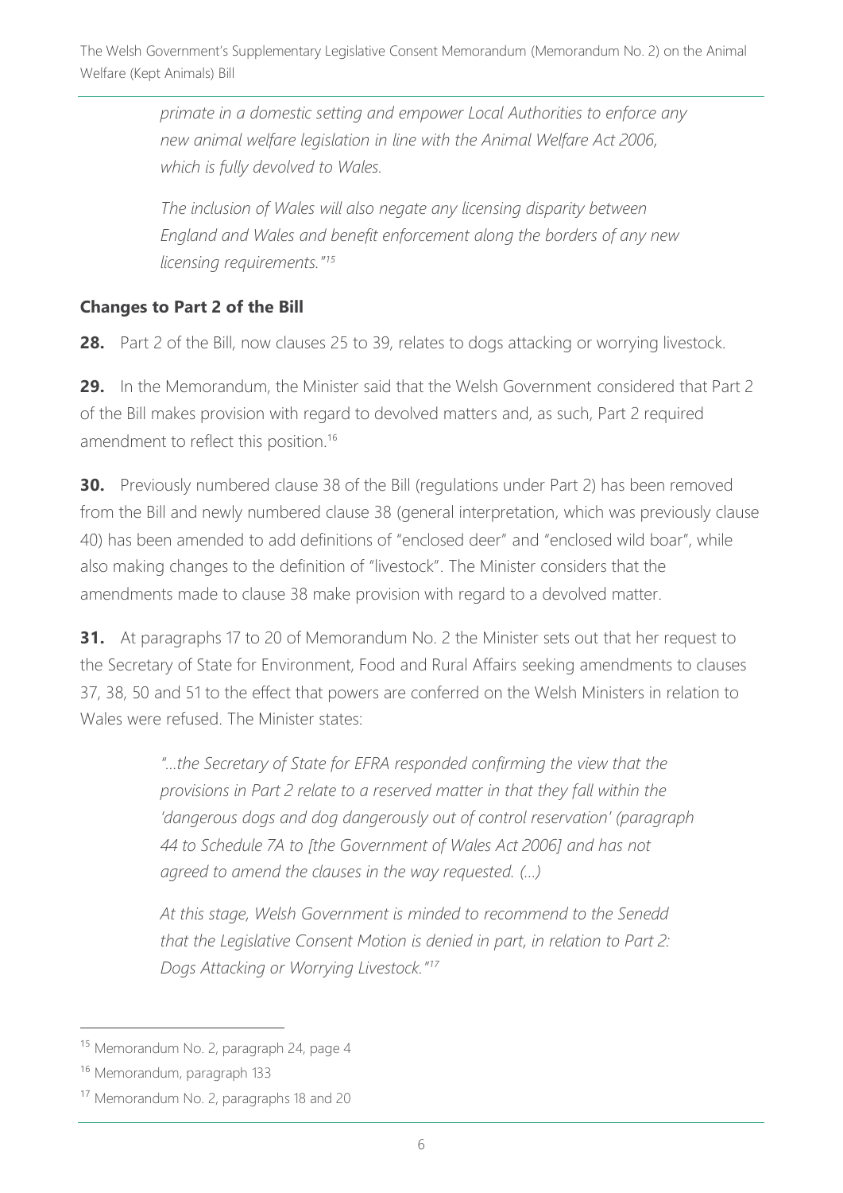*primate in a domestic setting and empower Local Authorities to enforce any new animal welfare legislation in line with the Animal Welfare Act 2006, which is fully devolved to Wales.*

*The inclusion of Wales will also negate any licensing disparity between England and Wales and benefit enforcement along the borders of any new licensing requirements."*[15]

### Changes to Part 2 of the Bill

**28.** Part 2 of the Bill, now clauses 25 to 39, relates to dogs attacking or worrying livestock.

**29.** In the Memorandum, the Minister said that the Welsh Government considered that Part 2 of the Bill makes provision with regard to devolved matters and, as such, Part 2 required amendment to reflect this position.[16]

**30.** Previously numbered clause 38 of the Bill (regulations under Part 2) has been removed from the Bill and newly numbered clause 38 (general interpretation, which was previously clause 40) has been amended to add definitions of "enclosed deer" and "enclosed wild boar", while also making changes to the definition of "livestock". The Minister considers that the amendments made to clause 38 make provision with regard to a devolved matter.

**31.** At paragraphs 17 to 20 of Memorandum No. 2 the Minister sets out that her request to the Secretary of State for Environment, Food and Rural Affairs seeking amendments to clauses 37, 38, 50 and 51 to the effect that powers are conferred on the Welsh Ministers in relation to Wales were refused. The Minister states:

> *"…the Secretary of State for EFRA responded confirming the view that the provisions in Part 2 relate to a reserved matter in that they fall within the 'dangerous dogs and dog dangerously out of control reservation' (paragraph 44 to Schedule 7A to [the Government of Wales Act 2006] and has not agreed to amend the clauses in the way requested. (…)*
>
> *At this stage, Welsh Government is minded to recommend to the Senedd that the Legislative Consent Motion is denied in part, in relation to Part 2: Dogs Attacking or Worrying Livestock."*[17]

---

[15] Memorandum No. 2, paragraph 24, page 4

[16] Memorandum, paragraph 133

[17] Memorandum No. 2, paragraphs 18 and 20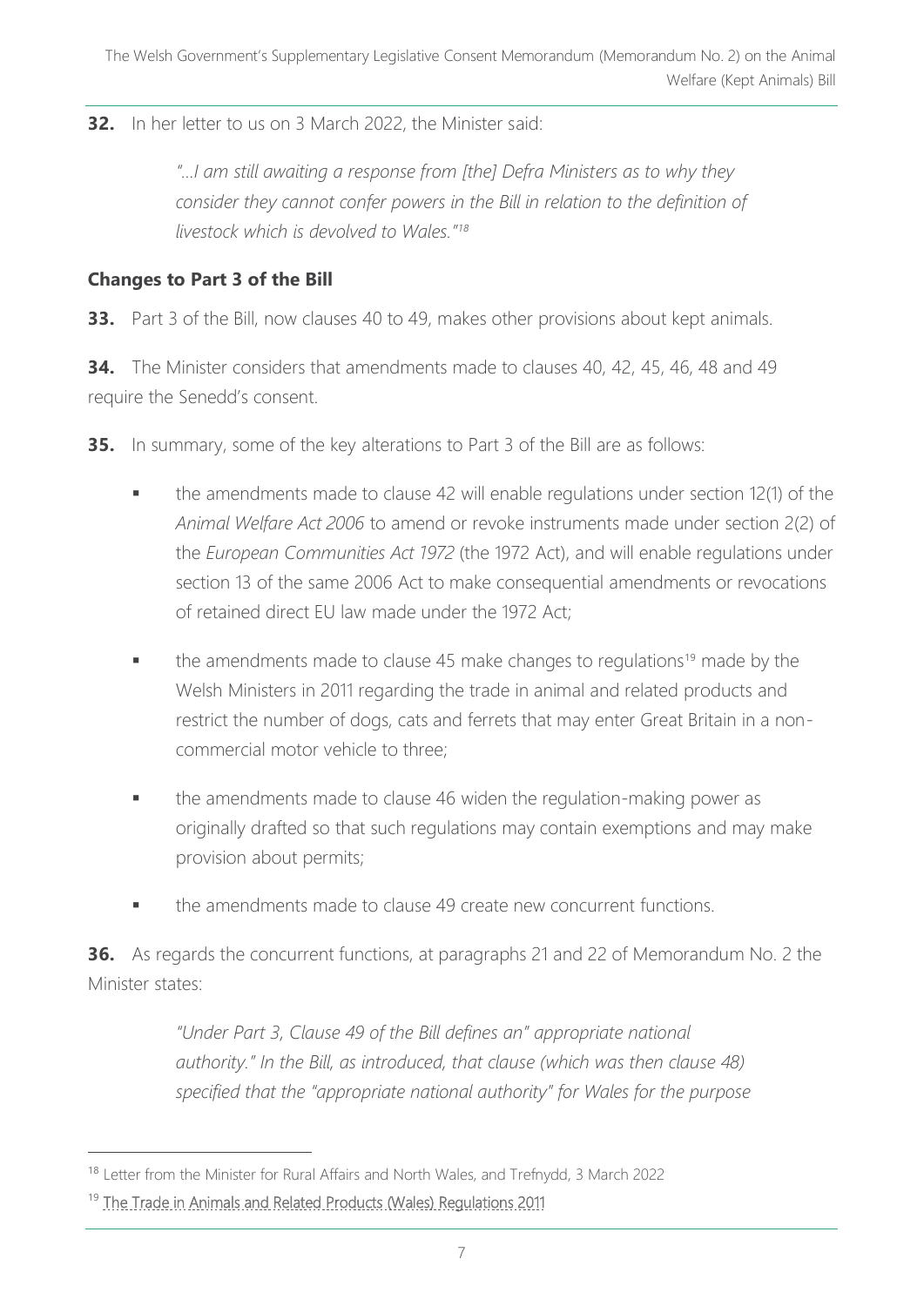**32.** In her letter to us on 3 March 2022, the Minister said:

> *"…I am still awaiting a response from [the] Defra Ministers as to why they consider they cannot confer powers in the Bill in relation to the definition of livestock which is devolved to Wales."*[18]

## Changes to Part 3 of the Bill

**33.** Part 3 of the Bill, now clauses 40 to 49, makes other provisions about kept animals.

**34.** The Minister considers that amendments made to clauses 40, 42, 45, 46, 48 and 49 require the Senedd's consent.

**35.** In summary, some of the key alterations to Part 3 of the Bill are as follows:

- the amendments made to clause 42 will enable regulations under section 12(1) of the *Animal Welfare Act 2006* to amend or revoke instruments made under section 2(2) of the *European Communities Act 1972* (the 1972 Act), and will enable regulations under section 13 of the same 2006 Act to make consequential amendments or revocations of retained direct EU law made under the 1972 Act;
- the amendments made to clause 45 make changes to regulations[19] made by the Welsh Ministers in 2011 regarding the trade in animal and related products and restrict the number of dogs, cats and ferrets that may enter Great Britain in a non-commercial motor vehicle to three;
- the amendments made to clause 46 widen the regulation-making power as originally drafted so that such regulations may contain exemptions and may make provision about permits;
- the amendments made to clause 49 create new concurrent functions.

**36.** As regards the concurrent functions, at paragraphs 21 and 22 of Memorandum No. 2 the Minister states:

> *"Under Part 3, Clause 49 of the Bill defines an" appropriate national authority." In the Bill, as introduced, that clause (which was then clause 48) specified that the "appropriate national authority" for Wales for the purpose*

---

[18] Letter from the Minister for Rural Affairs and North Wales, and Trefnydd, 3 March 2022

[19] The Trade in Animals and Related Products (Wales) Regulations 2011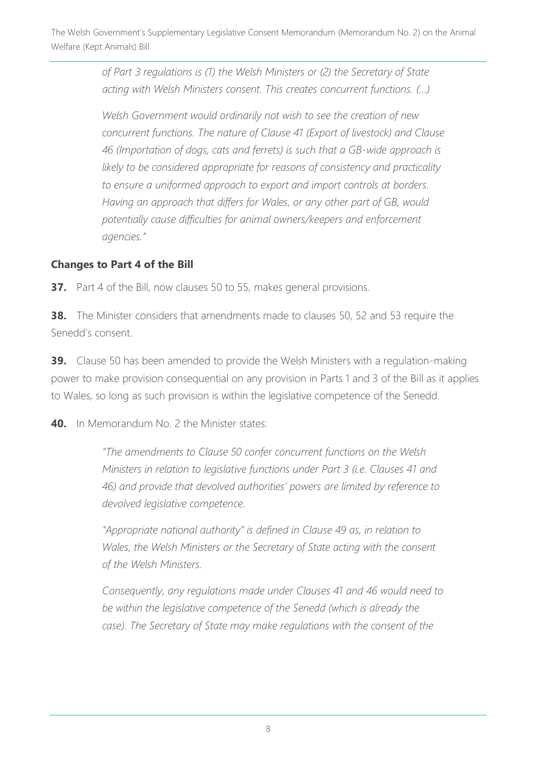*of Part 3 regulations is (1) the Welsh Ministers or (2) the Secretary of State acting with Welsh Ministers consent. This creates concurrent functions. (…)*

*Welsh Government would ordinarily not wish to see the creation of new concurrent functions. The nature of Clause 41 (Export of livestock) and Clause 46 (Importation of dogs, cats and ferrets) is such that a GB-wide approach is likely to be considered appropriate for reasons of consistency and practicality to ensure a uniformed approach to export and import controls at borders. Having an approach that differs for Wales, or any other part of GB, would potentially cause difficulties for animal owners/keepers and enforcement agencies."*

## Changes to Part 4 of the Bill

**37.** Part 4 of the Bill, now clauses 50 to 55, makes general provisions.

**38.** The Minister considers that amendments made to clauses 50, 52 and 53 require the Senedd's consent.

**39.** Clause 50 has been amended to provide the Welsh Ministers with a regulation-making power to make provision consequential on any provision in Parts 1 and 3 of the Bill as it applies to Wales, so long as such provision is within the legislative competence of the Senedd.

**40.** In Memorandum No. 2 the Minister states:

*"The amendments to Clause 50 confer concurrent functions on the Welsh Ministers in relation to legislative functions under Part 3 (i.e. Clauses 41 and 46) and provide that devolved authorities' powers are limited by reference to devolved legislative competence.*

*"Appropriate national authority" is defined in Clause 49 as, in relation to Wales, the Welsh Ministers or the Secretary of State acting with the consent of the Welsh Ministers.*

*Consequently, any regulations made under Clauses 41 and 46 would need to be within the legislative competence of the Senedd (which is already the case). The Secretary of State may make regulations with the consent of the*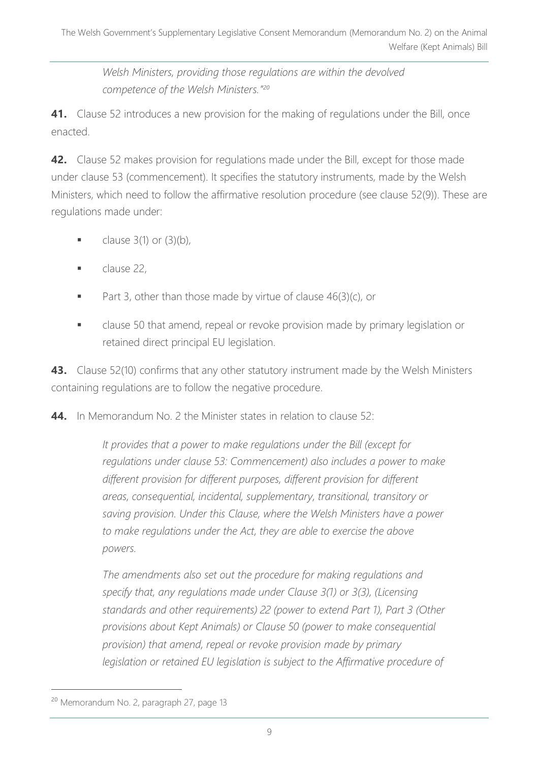> *Welsh Ministers, providing those regulations are within the devolved competence of the Welsh Ministers."*[20]

**41.** Clause 52 introduces a new provision for the making of regulations under the Bill, once enacted.

**42.** Clause 52 makes provision for regulations made under the Bill, except for those made under clause 53 (commencement). It specifies the statutory instruments, made by the Welsh Ministers, which need to follow the affirmative resolution procedure (see clause 52(9)). These are regulations made under:

- clause 3(1) or (3)(b),
- clause 22,
- Part 3, other than those made by virtue of clause 46(3)(c), or
- clause 50 that amend, repeal or revoke provision made by primary legislation or retained direct principal EU legislation.

**43.** Clause 52(10) confirms that any other statutory instrument made by the Welsh Ministers containing regulations are to follow the negative procedure.

**44.** In Memorandum No. 2 the Minister states in relation to clause 52:

> *It provides that a power to make regulations under the Bill (except for regulations under clause 53: Commencement) also includes a power to make different provision for different purposes, different provision for different areas, consequential, incidental, supplementary, transitional, transitory or saving provision. Under this Clause, where the Welsh Ministers have a power to make regulations under the Act, they are able to exercise the above powers.*
>
> *The amendments also set out the procedure for making regulations and specify that, any regulations made under Clause 3(1) or 3(3), (Licensing standards and other requirements) 22 (power to extend Part 1), Part 3 (Other provisions about Kept Animals) or Clause 50 (power to make consequential provision) that amend, repeal or revoke provision made by primary legislation or retained EU legislation is subject to the Affirmative procedure of*

[20] Memorandum No. 2, paragraph 27, page 13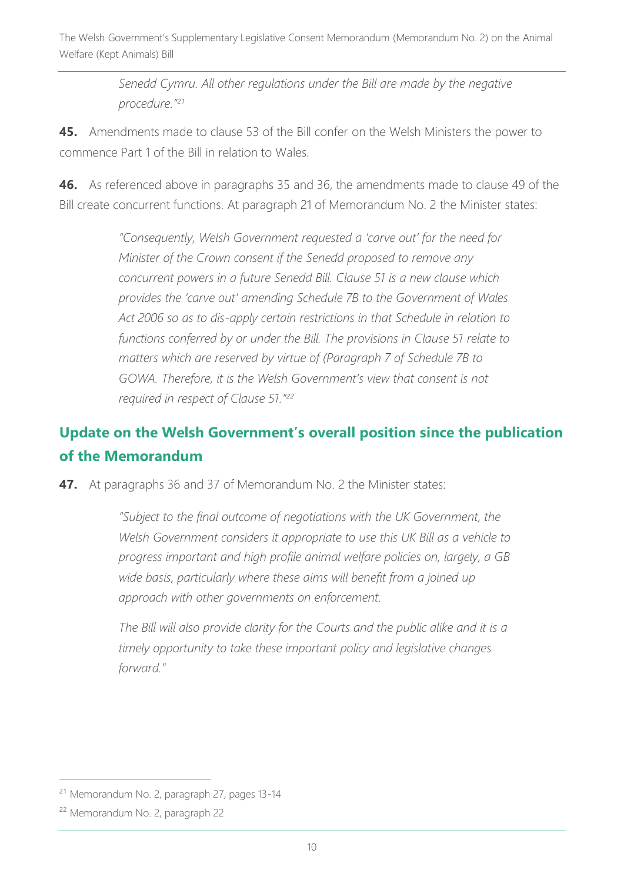> *Senedd Cymru. All other regulations under the Bill are made by the negative procedure."*[21]

**45.** Amendments made to clause 53 of the Bill confer on the Welsh Ministers the power to commence Part 1 of the Bill in relation to Wales.

**46.** As referenced above in paragraphs 35 and 36, the amendments made to clause 49 of the Bill create concurrent functions. At paragraph 21 of Memorandum No. 2 the Minister states:

> *"Consequently, Welsh Government requested a 'carve out' for the need for Minister of the Crown consent if the Senedd proposed to remove any concurrent powers in a future Senedd Bill. Clause 51 is a new clause which provides the 'carve out' amending Schedule 7B to the Government of Wales Act 2006 so as to dis-apply certain restrictions in that Schedule in relation to functions conferred by or under the Bill. The provisions in Clause 51 relate to matters which are reserved by virtue of (Paragraph 7 of Schedule 7B to GOWA. Therefore, it is the Welsh Government's view that consent is not required in respect of Clause 51."*[22]

## Update on the Welsh Government's overall position since the publication of the Memorandum

**47.** At paragraphs 36 and 37 of Memorandum No. 2 the Minister states:

> *"Subject to the final outcome of negotiations with the UK Government, the Welsh Government considers it appropriate to use this UK Bill as a vehicle to progress important and high profile animal welfare policies on, largely, a GB wide basis, particularly where these aims will benefit from a joined up approach with other governments on enforcement.*
>
> *The Bill will also provide clarity for the Courts and the public alike and it is a timely opportunity to take these important policy and legislative changes forward."*

---

[21] Memorandum No. 2, paragraph 27, pages 13-14

[22] Memorandum No. 2, paragraph 22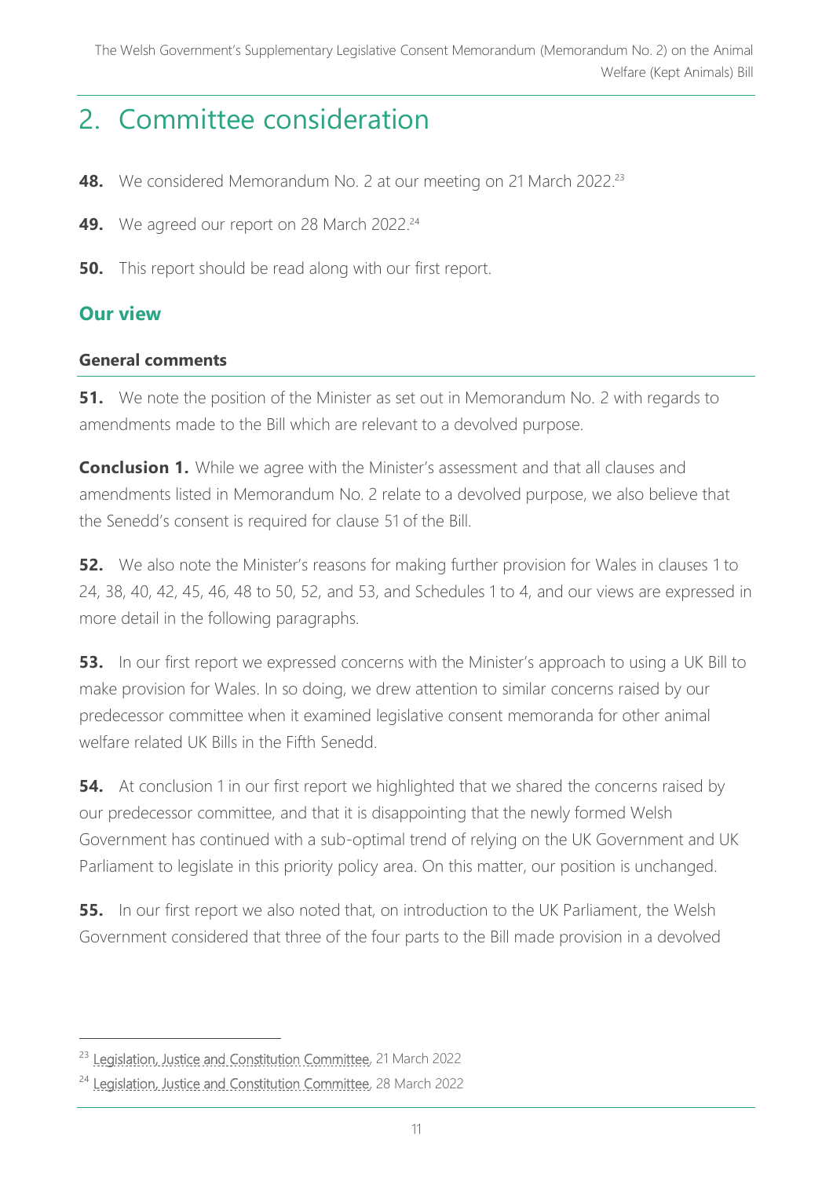## 2. Committee consideration

**48.** We considered Memorandum No. 2 at our meeting on 21 March 2022.[23]

**49.** We agreed our report on 28 March 2022.[24]

**50.** This report should be read along with our first report.

### Our view

#### General comments

**51.** We note the position of the Minister as set out in Memorandum No. 2 with regards to amendments made to the Bill which are relevant to a devolved purpose.

**Conclusion 1.** While we agree with the Minister's assessment and that all clauses and amendments listed in Memorandum No. 2 relate to a devolved purpose, we also believe that the Senedd's consent is required for clause 51 of the Bill.

**52.** We also note the Minister's reasons for making further provision for Wales in clauses 1 to 24, 38, 40, 42, 45, 46, 48 to 50, 52, and 53, and Schedules 1 to 4, and our views are expressed in more detail in the following paragraphs.

**53.** In our first report we expressed concerns with the Minister's approach to using a UK Bill to make provision for Wales. In so doing, we drew attention to similar concerns raised by our predecessor committee when it examined legislative consent memoranda for other animal welfare related UK Bills in the Fifth Senedd.

**54.** At conclusion 1 in our first report we highlighted that we shared the concerns raised by our predecessor committee, and that it is disappointing that the newly formed Welsh Government has continued with a sub-optimal trend of relying on the UK Government and UK Parliament to legislate in this priority policy area. On this matter, our position is unchanged.

**55.** In our first report we also noted that, on introduction to the UK Parliament, the Welsh Government considered that three of the four parts to the Bill made provision in a devolved

---

[23] Legislation, Justice and Constitution Committee, 21 March 2022

[24] Legislation, Justice and Constitution Committee, 28 March 2022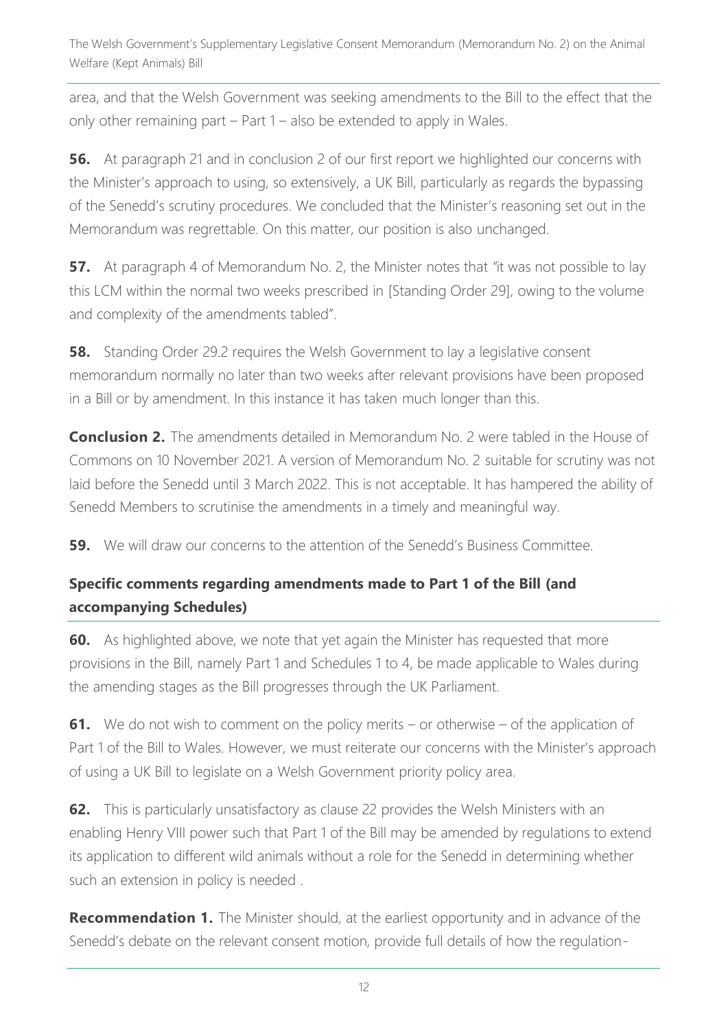area, and that the Welsh Government was seeking amendments to the Bill to the effect that the only other remaining part – Part 1 – also be extended to apply in Wales.

**56.** At paragraph 21 and in conclusion 2 of our first report we highlighted our concerns with the Minister's approach to using, so extensively, a UK Bill, particularly as regards the bypassing of the Senedd's scrutiny procedures. We concluded that the Minister's reasoning set out in the Memorandum was regrettable. On this matter, our position is also unchanged.

**57.** At paragraph 4 of Memorandum No. 2, the Minister notes that "it was not possible to lay this LCM within the normal two weeks prescribed in [Standing Order 29], owing to the volume and complexity of the amendments tabled".

**58.** Standing Order 29.2 requires the Welsh Government to lay a legislative consent memorandum normally no later than two weeks after relevant provisions have been proposed in a Bill or by amendment. In this instance it has taken much longer than this.

**Conclusion 2.** The amendments detailed in Memorandum No. 2 were tabled in the House of Commons on 10 November 2021. A version of Memorandum No. 2 suitable for scrutiny was not laid before the Senedd until 3 March 2022. This is not acceptable. It has hampered the ability of Senedd Members to scrutinise the amendments in a timely and meaningful way.

**59.** We will draw our concerns to the attention of the Senedd's Business Committee.

### Specific comments regarding amendments made to Part 1 of the Bill (and accompanying Schedules)

**60.** As highlighted above, we note that yet again the Minister has requested that more provisions in the Bill, namely Part 1 and Schedules 1 to 4, be made applicable to Wales during the amending stages as the Bill progresses through the UK Parliament.

**61.** We do not wish to comment on the policy merits – or otherwise – of the application of Part 1 of the Bill to Wales. However, we must reiterate our concerns with the Minister's approach of using a UK Bill to legislate on a Welsh Government priority policy area.

**62.** This is particularly unsatisfactory as clause 22 provides the Welsh Ministers with an enabling Henry VIII power such that Part 1 of the Bill may be amended by regulations to extend its application to different wild animals without a role for the Senedd in determining whether such an extension in policy is needed .

**Recommendation 1.** The Minister should, at the earliest opportunity and in advance of the Senedd's debate on the relevant consent motion, provide full details of how the regulation-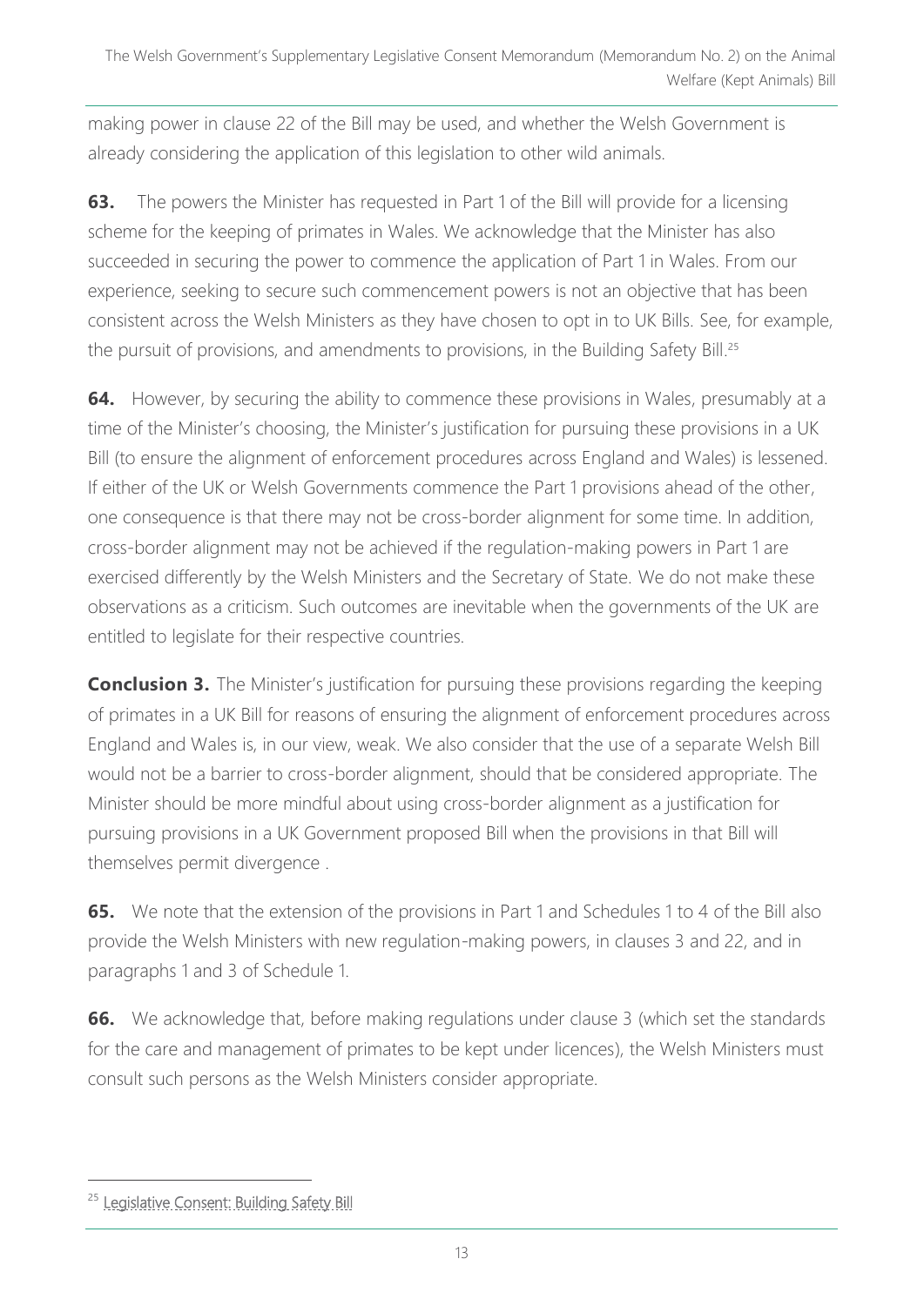making power in clause 22 of the Bill may be used, and whether the Welsh Government is already considering the application of this legislation to other wild animals.

**63.** The powers the Minister has requested in Part 1 of the Bill will provide for a licensing scheme for the keeping of primates in Wales. We acknowledge that the Minister has also succeeded in securing the power to commence the application of Part 1 in Wales. From our experience, seeking to secure such commencement powers is not an objective that has been consistent across the Welsh Ministers as they have chosen to opt in to UK Bills. See, for example, the pursuit of provisions, and amendments to provisions, in the Building Safety Bill.[25]

**64.** However, by securing the ability to commence these provisions in Wales, presumably at a time of the Minister's choosing, the Minister's justification for pursuing these provisions in a UK Bill (to ensure the alignment of enforcement procedures across England and Wales) is lessened. If either of the UK or Welsh Governments commence the Part 1 provisions ahead of the other, one consequence is that there may not be cross-border alignment for some time. In addition, cross-border alignment may not be achieved if the regulation-making powers in Part 1 are exercised differently by the Welsh Ministers and the Secretary of State. We do not make these observations as a criticism. Such outcomes are inevitable when the governments of the UK are entitled to legislate for their respective countries.

**Conclusion 3.** The Minister's justification for pursuing these provisions regarding the keeping of primates in a UK Bill for reasons of ensuring the alignment of enforcement procedures across England and Wales is, in our view, weak. We also consider that the use of a separate Welsh Bill would not be a barrier to cross-border alignment, should that be considered appropriate. The Minister should be more mindful about using cross-border alignment as a justification for pursuing provisions in a UK Government proposed Bill when the provisions in that Bill will themselves permit divergence .

**65.** We note that the extension of the provisions in Part 1 and Schedules 1 to 4 of the Bill also provide the Welsh Ministers with new regulation-making powers, in clauses 3 and 22, and in paragraphs 1 and 3 of Schedule 1.

**66.** We acknowledge that, before making regulations under clause 3 (which set the standards for the care and management of primates to be kept under licences), the Welsh Ministers must consult such persons as the Welsh Ministers consider appropriate.

---

[25] Legislative Consent: Building Safety Bill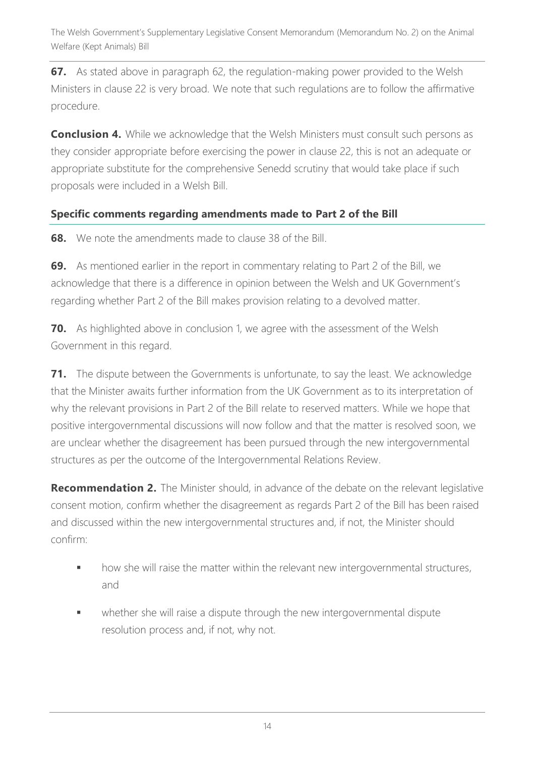**67.** As stated above in paragraph 62, the regulation-making power provided to the Welsh Ministers in clause 22 is very broad. We note that such regulations are to follow the affirmative procedure.

**Conclusion 4.** While we acknowledge that the Welsh Ministers must consult such persons as they consider appropriate before exercising the power in clause 22, this is not an adequate or appropriate substitute for the comprehensive Senedd scrutiny that would take place if such proposals were included in a Welsh Bill.

## Specific comments regarding amendments made to Part 2 of the Bill

**68.** We note the amendments made to clause 38 of the Bill.

**69.** As mentioned earlier in the report in commentary relating to Part 2 of the Bill, we acknowledge that there is a difference in opinion between the Welsh and UK Government's regarding whether Part 2 of the Bill makes provision relating to a devolved matter.

**70.** As highlighted above in conclusion 1, we agree with the assessment of the Welsh Government in this regard.

**71.** The dispute between the Governments is unfortunate, to say the least. We acknowledge that the Minister awaits further information from the UK Government as to its interpretation of why the relevant provisions in Part 2 of the Bill relate to reserved matters. While we hope that positive intergovernmental discussions will now follow and that the matter is resolved soon, we are unclear whether the disagreement has been pursued through the new intergovernmental structures as per the outcome of the Intergovernmental Relations Review.

**Recommendation 2.** The Minister should, in advance of the debate on the relevant legislative consent motion, confirm whether the disagreement as regards Part 2 of the Bill has been raised and discussed within the new intergovernmental structures and, if not, the Minister should confirm:

- how she will raise the matter within the relevant new intergovernmental structures, and
- whether she will raise a dispute through the new intergovernmental dispute resolution process and, if not, why not.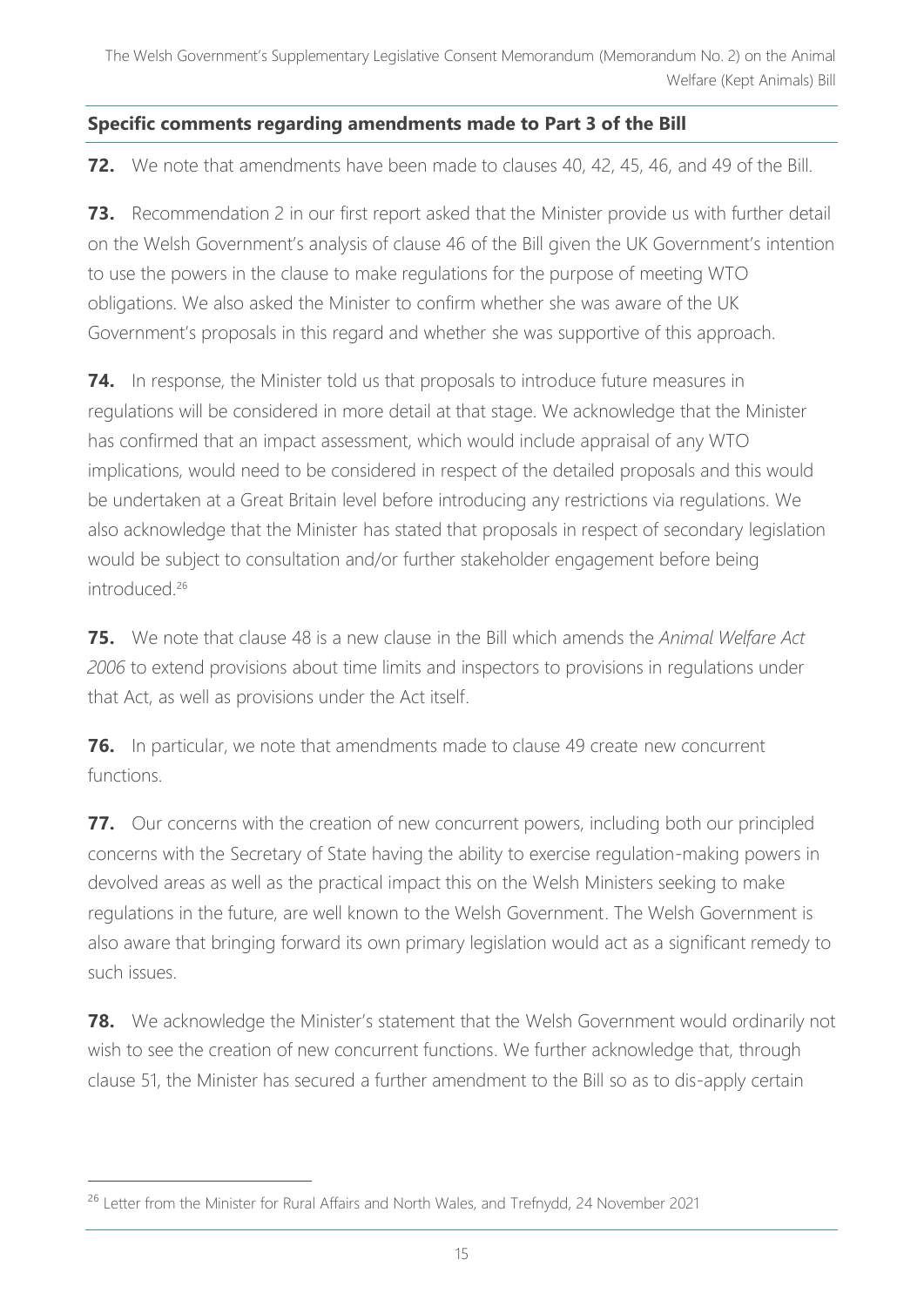## Specific comments regarding amendments made to Part 3 of the Bill

**72.** We note that amendments have been made to clauses 40, 42, 45, 46, and 49 of the Bill.

**73.** Recommendation 2 in our first report asked that the Minister provide us with further detail on the Welsh Government's analysis of clause 46 of the Bill given the UK Government's intention to use the powers in the clause to make regulations for the purpose of meeting WTO obligations. We also asked the Minister to confirm whether she was aware of the UK Government's proposals in this regard and whether she was supportive of this approach.

**74.** In response, the Minister told us that proposals to introduce future measures in regulations will be considered in more detail at that stage. We acknowledge that the Minister has confirmed that an impact assessment, which would include appraisal of any WTO implications, would need to be considered in respect of the detailed proposals and this would be undertaken at a Great Britain level before introducing any restrictions via regulations. We also acknowledge that the Minister has stated that proposals in respect of secondary legislation would be subject to consultation and/or further stakeholder engagement before being introduced.[26]

**75.** We note that clause 48 is a new clause in the Bill which amends the *Animal Welfare Act 2006* to extend provisions about time limits and inspectors to provisions in regulations under that Act, as well as provisions under the Act itself.

**76.** In particular, we note that amendments made to clause 49 create new concurrent functions.

**77.** Our concerns with the creation of new concurrent powers, including both our principled concerns with the Secretary of State having the ability to exercise regulation-making powers in devolved areas as well as the practical impact this on the Welsh Ministers seeking to make regulations in the future, are well known to the Welsh Government. The Welsh Government is also aware that bringing forward its own primary legislation would act as a significant remedy to such issues.

**78.** We acknowledge the Minister's statement that the Welsh Government would ordinarily not wish to see the creation of new concurrent functions. We further acknowledge that, through clause 51, the Minister has secured a further amendment to the Bill so as to dis-apply certain

---

[26] Letter from the Minister for Rural Affairs and North Wales, and Trefnydd, 24 November 2021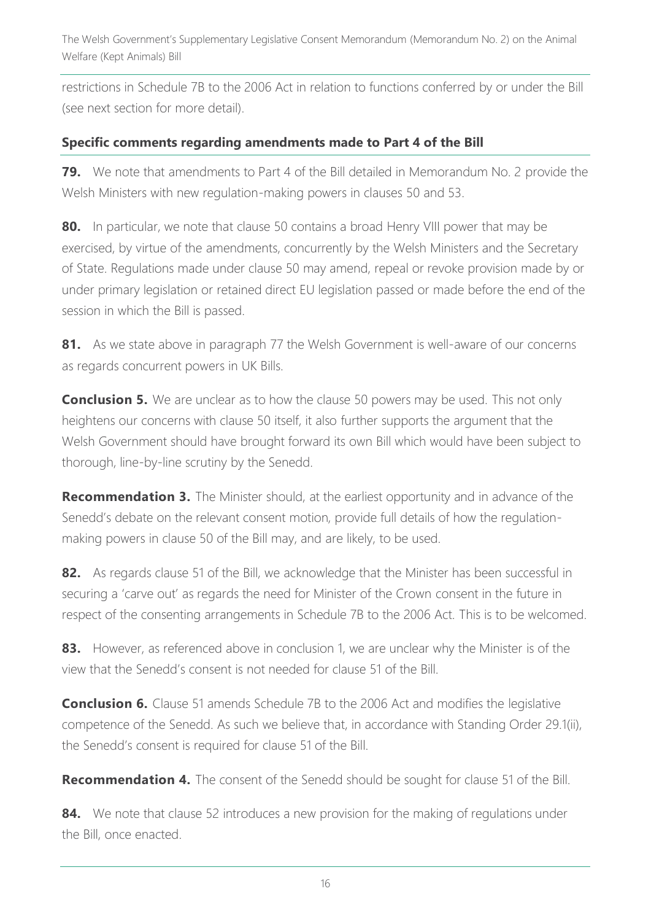restrictions in Schedule 7B to the 2006 Act in relation to functions conferred by or under the Bill (see next section for more detail).

### Specific comments regarding amendments made to Part 4 of the Bill

**79.** We note that amendments to Part 4 of the Bill detailed in Memorandum No. 2 provide the Welsh Ministers with new regulation-making powers in clauses 50 and 53.

**80.** In particular, we note that clause 50 contains a broad Henry VIII power that may be exercised, by virtue of the amendments, concurrently by the Welsh Ministers and the Secretary of State. Regulations made under clause 50 may amend, repeal or revoke provision made by or under primary legislation or retained direct EU legislation passed or made before the end of the session in which the Bill is passed.

**81.** As we state above in paragraph 77 the Welsh Government is well-aware of our concerns as regards concurrent powers in UK Bills.

**Conclusion 5.** We are unclear as to how the clause 50 powers may be used. This not only heightens our concerns with clause 50 itself, it also further supports the argument that the Welsh Government should have brought forward its own Bill which would have been subject to thorough, line-by-line scrutiny by the Senedd.

**Recommendation 3.** The Minister should, at the earliest opportunity and in advance of the Senedd's debate on the relevant consent motion, provide full details of how the regulation-making powers in clause 50 of the Bill may, and are likely, to be used.

**82.** As regards clause 51 of the Bill, we acknowledge that the Minister has been successful in securing a 'carve out' as regards the need for Minister of the Crown consent in the future in respect of the consenting arrangements in Schedule 7B to the 2006 Act. This is to be welcomed.

**83.** However, as referenced above in conclusion 1, we are unclear why the Minister is of the view that the Senedd's consent is not needed for clause 51 of the Bill.

**Conclusion 6.** Clause 51 amends Schedule 7B to the 2006 Act and modifies the legislative competence of the Senedd. As such we believe that, in accordance with Standing Order 29.1(ii), the Senedd's consent is required for clause 51 of the Bill.

**Recommendation 4.** The consent of the Senedd should be sought for clause 51 of the Bill.

**84.** We note that clause 52 introduces a new provision for the making of regulations under the Bill, once enacted.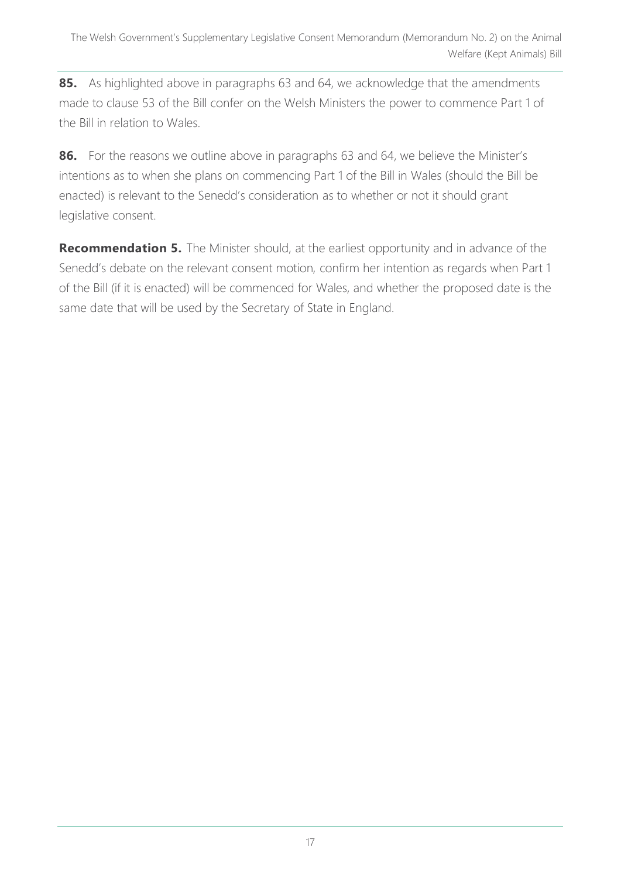**85.** As highlighted above in paragraphs 63 and 64, we acknowledge that the amendments made to clause 53 of the Bill confer on the Welsh Ministers the power to commence Part 1 of the Bill in relation to Wales.

**86.** For the reasons we outline above in paragraphs 63 and 64, we believe the Minister's intentions as to when she plans on commencing Part 1 of the Bill in Wales (should the Bill be enacted) is relevant to the Senedd's consideration as to whether or not it should grant legislative consent.

**Recommendation 5.** The Minister should, at the earliest opportunity and in advance of the Senedd's debate on the relevant consent motion, confirm her intention as regards when Part 1 of the Bill (if it is enacted) will be commenced for Wales, and whether the proposed date is the same date that will be used by the Secretary of State in England.